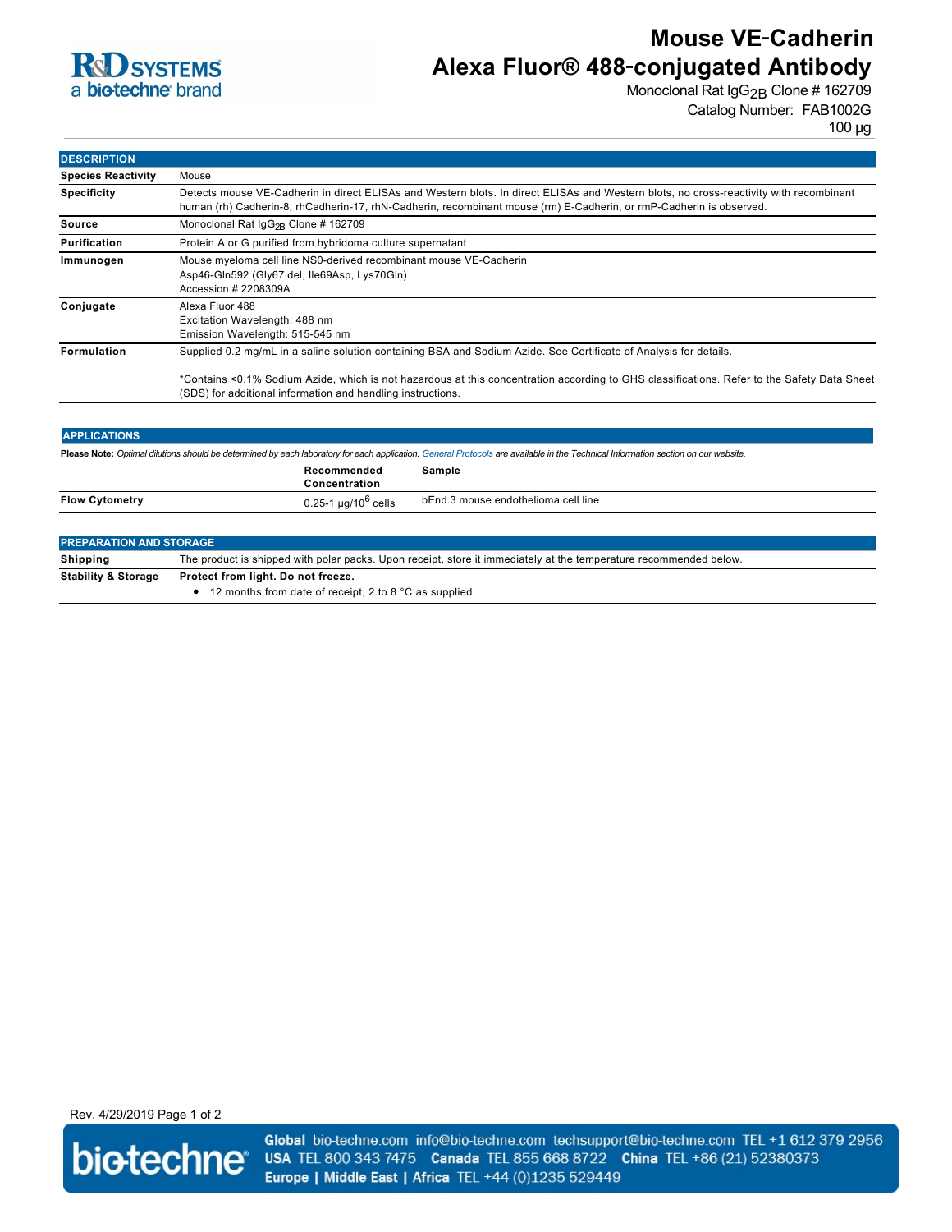R&D SYSTEMS
a bio-techne brand

# Mouse VE-Cadherin Alexa Fluor® 488-conjugated Antibody

Monoclonal Rat $IgG_{2B}$ Clone # 162709
Catalog Number: FAB1002G
100 µg

## DESCRIPTION

| | |
|---|---|
| **Species Reactivity** | Mouse |
| **Specificity** | Detects mouse VE-Cadherin in direct ELISAs and Western blots. In direct ELISAs and Western blots, no cross-reactivity with recombinant human (rh) Cadherin-8, rhCadherin-17, rhN-Cadherin, recombinant mouse (rm) E-Cadherin, or rmP-Cadherin is observed. |
| **Source** | Monoclonal Rat $IgG_{2B}$ Clone # 162709 |
| **Purification** | Protein A or G purified from hybridoma culture supernatant |
| **Immunogen** | Mouse myeloma cell line NS0-derived recombinant mouse VE-Cadherin<br>Asp46-Gln592 (Gly67 del, Ile69Asp, Lys70Gln)<br>Accession # 2208309A |
| **Conjugate** | Alexa Fluor 488<br>Excitation Wavelength: 488 nm<br>Emission Wavelength: 515-545 nm |
| **Formulation** | Supplied 0.2 mg/mL in a saline solution containing BSA and Sodium Azide. See Certificate of Analysis for details.<br><br>*Contains <0.1% Sodium Azide, which is not hazardous at this concentration according to GHS classifications. Refer to the Safety Data Sheet (SDS) for additional information and handling instructions. |

## APPLICATIONS

**Please Note:** *Optimal dilutions should be determined by each laboratory for each application. General Protocols are available in the Technical Information section on our website.*

| | Recommended Concentration | Sample |
|---|---|---|
| **Flow Cytometry** | 0.25-1 µg/$10^6$ cells | bEnd.3 mouse endothelioma cell line |

## PREPARATION AND STORAGE

| | |
|---|---|
| **Shipping** | The product is shipped with polar packs. Upon receipt, store it immediately at the temperature recommended below. |
| **Stability & Storage** | **Protect from light. Do not freeze.**<br>• 12 months from date of receipt, 2 to 8 °C as supplied. |

Rev. 4/29/2019

bio-techne
**Global** bio-techne.com info@bio-techne.com techsupport@bio-techne.com TEL +1 612 379 2956
**USA** TEL 800 343 7475 **Canada** TEL 855 668 8722 **China** TEL +86 (21) 52380373
**Europe | Middle East | Africa** TEL +44 (0)1235 529449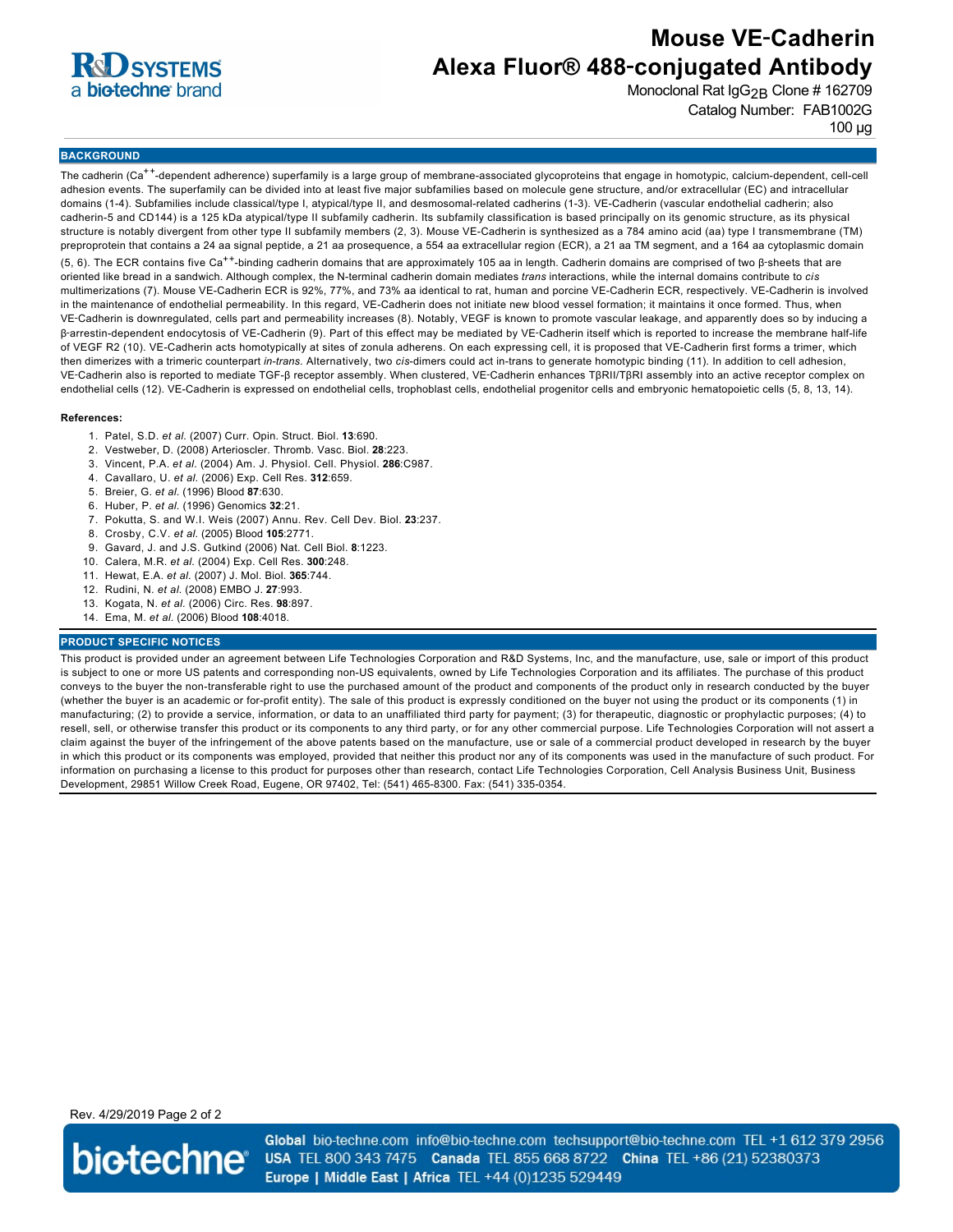# Mouse VE-Cadherin Alexa Fluor® 488-conjugated Antibody

Monoclonal Rat $IgG_{2B}$ Clone # 162709

Catalog Number: FAB1002G

100 µg

## BACKGROUND

The cadherin ($Ca^{++}$-dependent adherence) superfamily is a large group of membrane-associated glycoproteins that engage in homotypic, calcium-dependent, cell-cell adhesion events. The superfamily can be divided into at least five major subfamilies based on molecule gene structure, and/or extracellular (EC) and intracellular domains (1-4). Subfamilies include classical/type I, atypical/type II, and desmosomal-related cadherins (1-3). VE-Cadherin (vascular endothelial cadherin; also cadherin-5 and CD144) is a 125 kDa atypical/type II subfamily cadherin. Its subfamily classification is based principally on its genomic structure, as its physical structure is notably divergent from other type II subfamily members (2, 3). Mouse VE-Cadherin is synthesized as a 784 amino acid (aa) type I transmembrane (TM) preproprotein that contains a 24 aa signal peptide, a 21 aa prosequence, a 554 aa extracellular region (ECR), a 21 aa TM segment, and a 164 aa cytoplasmic domain (5, 6). The ECR contains five $Ca^{++}$-binding cadherin domains that are approximately 105 aa in length. Cadherin domains are comprised of two β-sheets that are oriented like bread in a sandwich. Although complex, the N-terminal cadherin domain mediates *trans* interactions, while the internal domains contribute to *cis* multimerizations (7). Mouse VE-Cadherin ECR is 92%, 77%, and 73% aa identical to rat, human and porcine VE-Cadherin ECR, respectively. VE-Cadherin is involved in the maintenance of endothelial permeability. In this regard, VE-Cadherin does not initiate new blood vessel formation; it maintains it once formed. Thus, when VE-Cadherin is downregulated, cells part and permeability increases (8). Notably, VEGF is known to promote vascular leakage, and apparently does so by inducing a β-arrestin-dependent endocytosis of VE-Cadherin (9). Part of this effect may be mediated by VE-Cadherin itself which is reported to increase the membrane half-life of VEGF R2 (10). VE-Cadherin acts homotypically at sites of zonula adherens. On each expressing cell, it is proposed that VE-Cadherin first forms a trimer, which then dimerizes with a trimeric counterpart *in-trans*. Alternatively, two *cis*-dimers could act in-trans to generate homotypic binding (11). In addition to cell adhesion, VE-Cadherin also is reported to mediate TGF-β receptor assembly. When clustered, VE-Cadherin enhances TβRII/TβRI assembly into an active receptor complex on endothelial cells (12). VE-Cadherin is expressed on endothelial cells, trophoblast cells, endothelial progenitor cells and embryonic hematopoietic cells (5, 8, 13, 14).

**References:**

1. Patel, S.D. *et al.* (2007) Curr. Opin. Struct. Biol. **13**:690.
2. Vestweber, D. (2008) Arterioscler. Thromb. Vasc. Biol. **28**:223.
3. Vincent, P.A. *et al.* (2004) Am. J. Physiol. Cell. Physiol. **286**:C987.
4. Cavallaro, U. *et al.* (2006) Exp. Cell Res. **312**:659.
5. Breier, G. *et al.* (1996) Blood **87**:630.
6. Huber, P. *et al.* (1996) Genomics **32**:21.
7. Pokutta, S. and W.I. Weis (2007) Annu. Rev. Cell Dev. Biol. **23**:237.
8. Crosby, C.V. *et al.* (2005) Blood **105**:2771.
9. Gavard, J. and J.S. Gutkind (2006) Nat. Cell Biol. **8**:1223.
10. Calera, M.R. *et al.* (2004) Exp. Cell Res. **300**:248.
11. Hewat, E.A. *et al.* (2007) J. Mol. Biol. **365**:744.
12. Rudini, N. *et al.* (2008) EMBO J. **27**:993.
13. Kogata, N. *et al.* (2006) Circ. Res. **98**:897.
14. Ema, M. *et al.* (2006) Blood **108**:4018.

## PRODUCT SPECIFIC NOTICES

This product is provided under an agreement between Life Technologies Corporation and R&D Systems, Inc, and the manufacture, use, sale or import of this product is subject to one or more US patents and corresponding non-US equivalents, owned by Life Technologies Corporation and its affiliates. The purchase of this product conveys to the buyer the non-transferable right to use the purchased amount of the product and components of the product only in research conducted by the buyer (whether the buyer is an academic or for-profit entity). The sale of this product is expressly conditioned on the buyer not using the product or its components (1) in manufacturing; (2) to provide a service, information, or data to an unaffiliated third party for payment; (3) for therapeutic, diagnostic or prophylactic purposes; (4) to resell, sell, or otherwise transfer this product or its components to any third party, or for any other commercial purpose. Life Technologies Corporation will not assert a claim against the buyer of the infringement of the above patents based on the manufacture, use or sale of a commercial product developed in research by the buyer in which this product or its components was employed, provided that neither this product nor any of its components was used in the manufacture of such product. For information on purchasing a license to this product for purposes other than research, contact Life Technologies Corporation, Cell Analysis Business Unit, Business Development, 29851 Willow Creek Road, Eugene, OR 97402, Tel: (541) 465-8300. Fax: (541) 335-0354.

Rev. 4/29/2019

**Global** bio-techne.com info@bio-techne.com techsupport@bio-techne.com TEL +1 612 379 2956
**USA** TEL 800 343 7475 **Canada** TEL 855 668 8722 **China** TEL +86 (21) 52380373
**Europe | Middle East | Africa** TEL +44 (0)1235 529449